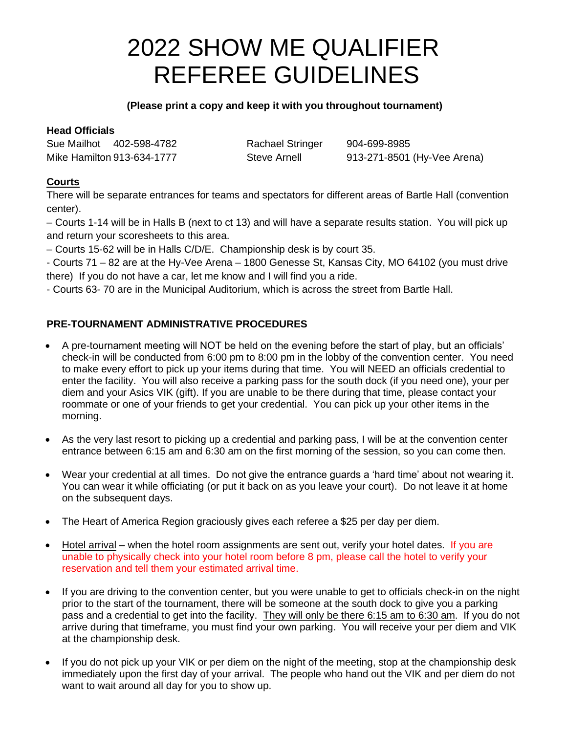# 2022 SHOW ME QUALIFIER REFEREE GUIDELINES

**(Please print a copy and keep it with you throughout tournament)**

**Head Officials**

| | | | |
|---|---|---|---|
| Sue Mailhot | 402-598-4782 | Rachael Stringer | 904-699-8985 |
| Mike Hamilton | 913-634-1777 | Steve Arnell | 913-271-8501 (Hy-Vee Arena) |

**Courts**

There will be separate entrances for teams and spectators for different areas of Bartle Hall (convention center).

– Courts 1-14 will be in Halls B (next to ct 13) and will have a separate results station. You will pick up and return your scoresheets to this area.

– Courts 15-62 will be in Halls C/D/E. Championship desk is by court 35.

- Courts 71 – 82 are at the Hy-Vee Arena – 1800 Genesse St, Kansas City, MO 64102 (you must drive there) If you do not have a car, let me know and I will find you a ride.

- Courts 63- 70 are in the Municipal Auditorium, which is across the street from Bartle Hall.

## PRE-TOURNAMENT ADMINISTRATIVE PROCEDURES

- A pre-tournament meeting will NOT be held on the evening before the start of play, but an officials' check-in will be conducted from 6:00 pm to 8:00 pm in the lobby of the convention center. You need to make every effort to pick up your items during that time. You will NEED an officials credential to enter the facility. You will also receive a parking pass for the south dock (if you need one), your per diem and your Asics VIK (gift). If you are unable to be there during that time, please contact your roommate or one of your friends to get your credential. You can pick up your other items in the morning.

- As the very last resort to picking up a credential and parking pass, I will be at the convention center entrance between 6:15 am and 6:30 am on the first morning of the session, so you can come then.

- Wear your credential at all times. Do not give the entrance guards a 'hard time' about not wearing it. You can wear it while officiating (or put it back on as you leave your court). Do not leave it at home on the subsequent days.

- The Heart of America Region graciously gives each referee a $25 per day per diem.

- Hotel arrival – when the hotel room assignments are sent out, verify your hotel dates. If you are unable to physically check into your hotel room before 8 pm, please call the hotel to verify your reservation and tell them your estimated arrival time.

- If you are driving to the convention center, but you were unable to get to officials check-in on the night prior to the start of the tournament, there will be someone at the south dock to give you a parking pass and a credential to get into the facility. They will only be there 6:15 am to 6:30 am. If you do not arrive during that timeframe, you must find your own parking. You will receive your per diem and VIK at the championship desk.

- If you do not pick up your VIK or per diem on the night of the meeting, stop at the championship desk immediately upon the first day of your arrival. The people who hand out the VIK and per diem do not want to wait around all day for you to show up.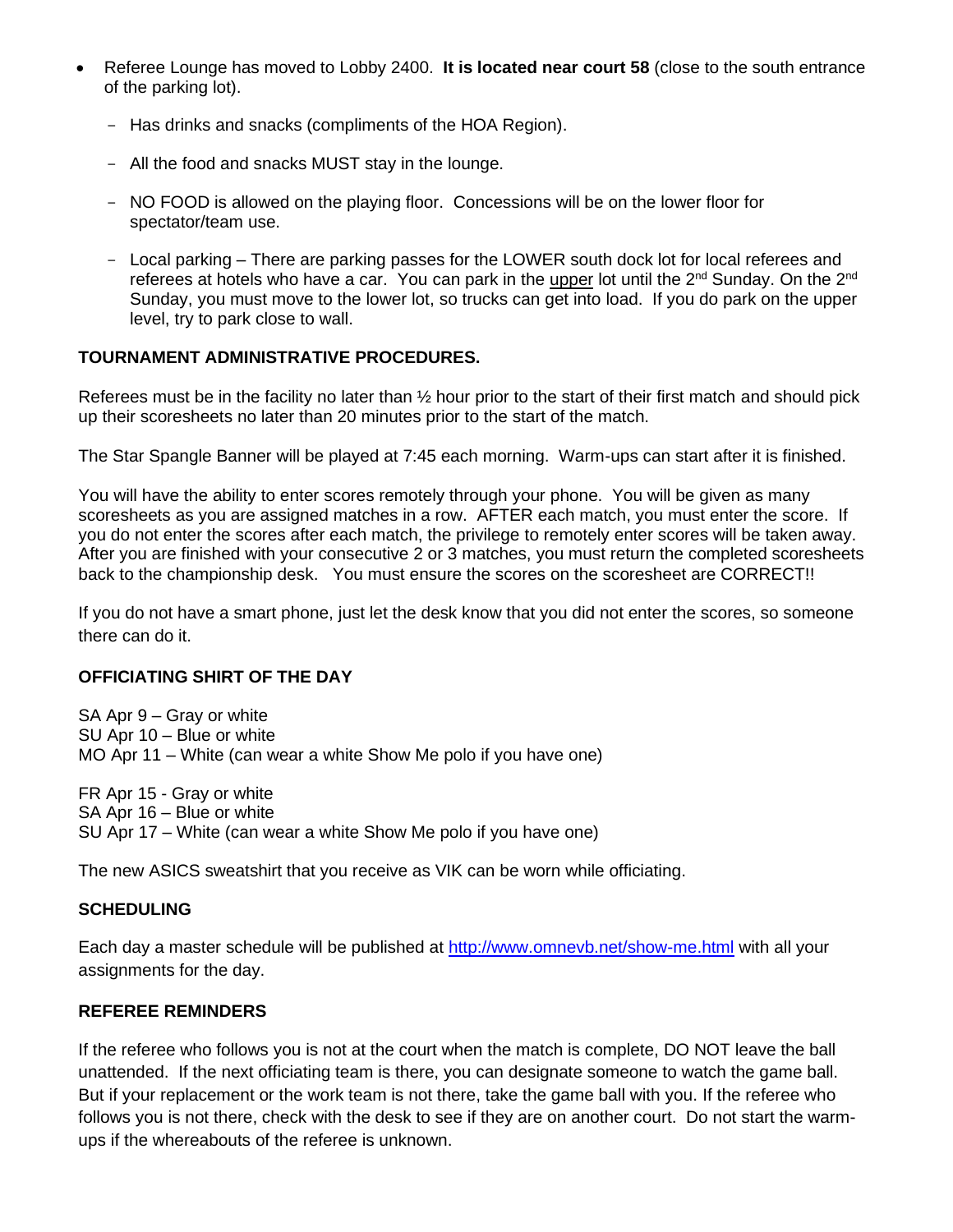- Referee Lounge has moved to Lobby 2400. **It is located near court 58** (close to the south entrance of the parking lot).
  - Has drinks and snacks (compliments of the HOA Region).
  - All the food and snacks MUST stay in the lounge.
  - NO FOOD is allowed on the playing floor. Concessions will be on the lower floor for spectator/team use.
  - Local parking – There are parking passes for the LOWER south dock lot for local referees and referees at hotels who have a car. You can park in the upper lot until the 2nd Sunday. On the 2nd Sunday, you must move to the lower lot, so trucks can get into load. If you do park on the upper level, try to park close to wall.

**TOURNAMENT ADMINISTRATIVE PROCEDURES.**

Referees must be in the facility no later than ½ hour prior to the start of their first match and should pick up their scoresheets no later than 20 minutes prior to the start of the match.

The Star Spangle Banner will be played at 7:45 each morning. Warm-ups can start after it is finished.

You will have the ability to enter scores remotely through your phone. You will be given as many scoresheets as you are assigned matches in a row. AFTER each match, you must enter the score. If you do not enter the scores after each match, the privilege to remotely enter scores will be taken away. After you are finished with your consecutive 2 or 3 matches, you must return the completed scoresheets back to the championship desk. You must ensure the scores on the scoresheet are CORRECT!!

If you do not have a smart phone, just let the desk know that you did not enter the scores, so someone there can do it.

**OFFICIATING SHIRT OF THE DAY**

SA Apr 9 – Gray or white
SU Apr 10 – Blue or white
MO Apr 11 – White (can wear a white Show Me polo if you have one)

FR Apr 15 - Gray or white
SA Apr 16 – Blue or white
SU Apr 17 – White (can wear a white Show Me polo if you have one)

The new ASICS sweatshirt that you receive as VIK can be worn while officiating.

**SCHEDULING**

Each day a master schedule will be published at http://www.omnevb.net/show-me.html with all your assignments for the day.

**REFEREE REMINDERS**

If the referee who follows you is not at the court when the match is complete, DO NOT leave the ball unattended. If the next officiating team is there, you can designate someone to watch the game ball. But if your replacement or the work team is not there, take the game ball with you. If the referee who follows you is not there, check with the desk to see if they are on another court. Do not start the warm-ups if the whereabouts of the referee is unknown.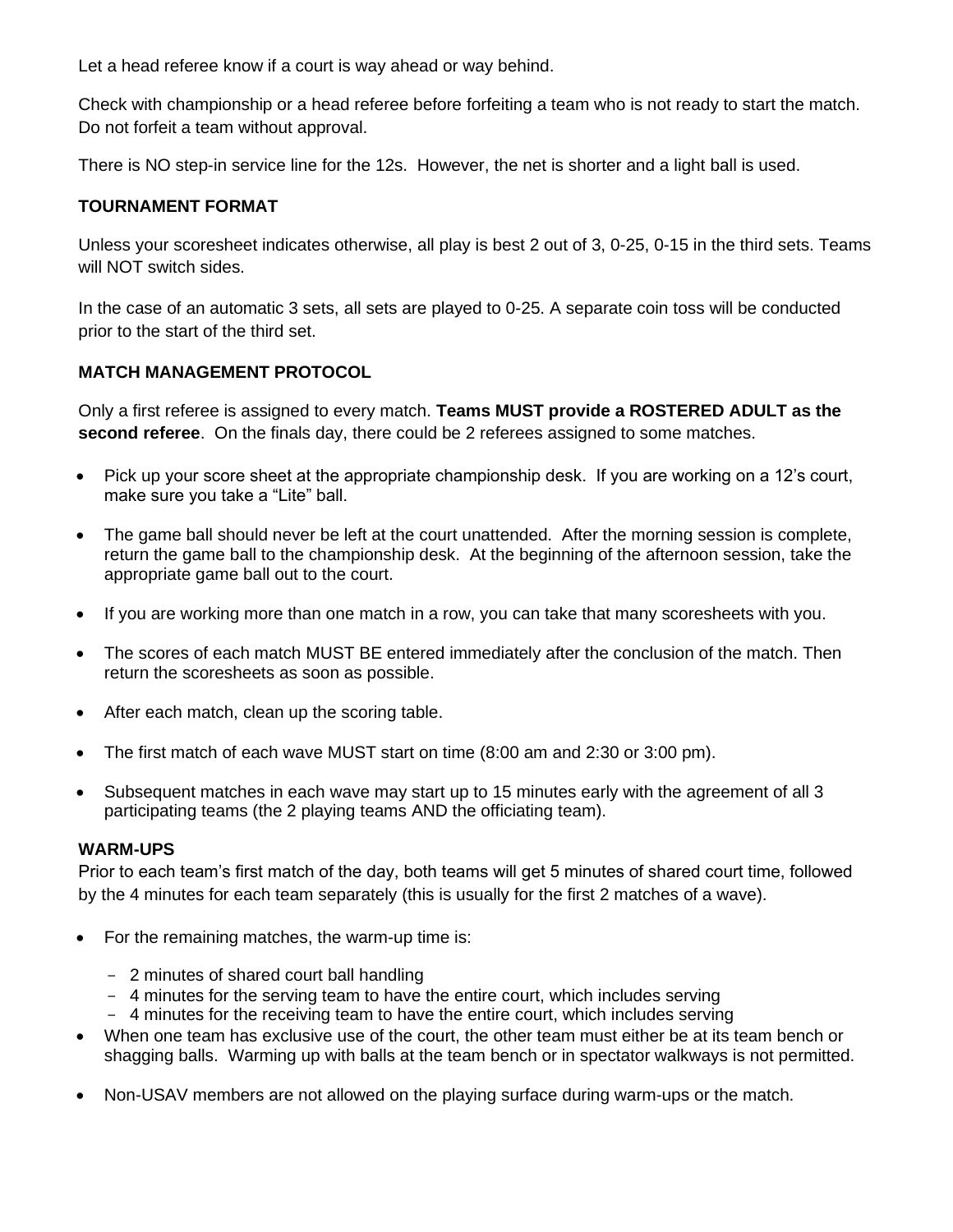Let a head referee know if a court is way ahead or way behind.

Check with championship or a head referee before forfeiting a team who is not ready to start the match. Do not forfeit a team without approval.

There is NO step-in service line for the 12s. However, the net is shorter and a light ball is used.

### TOURNAMENT FORMAT

Unless your scoresheet indicates otherwise, all play is best 2 out of 3, 0-25, 0-15 in the third sets. Teams will NOT switch sides.

In the case of an automatic 3 sets, all sets are played to 0-25. A separate coin toss will be conducted prior to the start of the third set.

### MATCH MANAGEMENT PROTOCOL

Only a first referee is assigned to every match. **Teams MUST provide a ROSTERED ADULT as the second referee**. On the finals day, there could be 2 referees assigned to some matches.

- Pick up your score sheet at the appropriate championship desk. If you are working on a 12's court, make sure you take a "Lite" ball.
- The game ball should never be left at the court unattended. After the morning session is complete, return the game ball to the championship desk. At the beginning of the afternoon session, take the appropriate game ball out to the court.
- If you are working more than one match in a row, you can take that many scoresheets with you.
- The scores of each match MUST BE entered immediately after the conclusion of the match. Then return the scoresheets as soon as possible.
- After each match, clean up the scoring table.
- The first match of each wave MUST start on time (8:00 am and 2:30 or 3:00 pm).
- Subsequent matches in each wave may start up to 15 minutes early with the agreement of all 3 participating teams (the 2 playing teams AND the officiating team).

### WARM-UPS

Prior to each team's first match of the day, both teams will get 5 minutes of shared court time, followed by the 4 minutes for each team separately (this is usually for the first 2 matches of a wave).

- For the remaining matches, the warm-up time is:
  - 2 minutes of shared court ball handling
  - 4 minutes for the serving team to have the entire court, which includes serving
  - 4 minutes for the receiving team to have the entire court, which includes serving
- When one team has exclusive use of the court, the other team must either be at its team bench or shagging balls. Warming up with balls at the team bench or in spectator walkways is not permitted.
- Non-USAV members are not allowed on the playing surface during warm-ups or the match.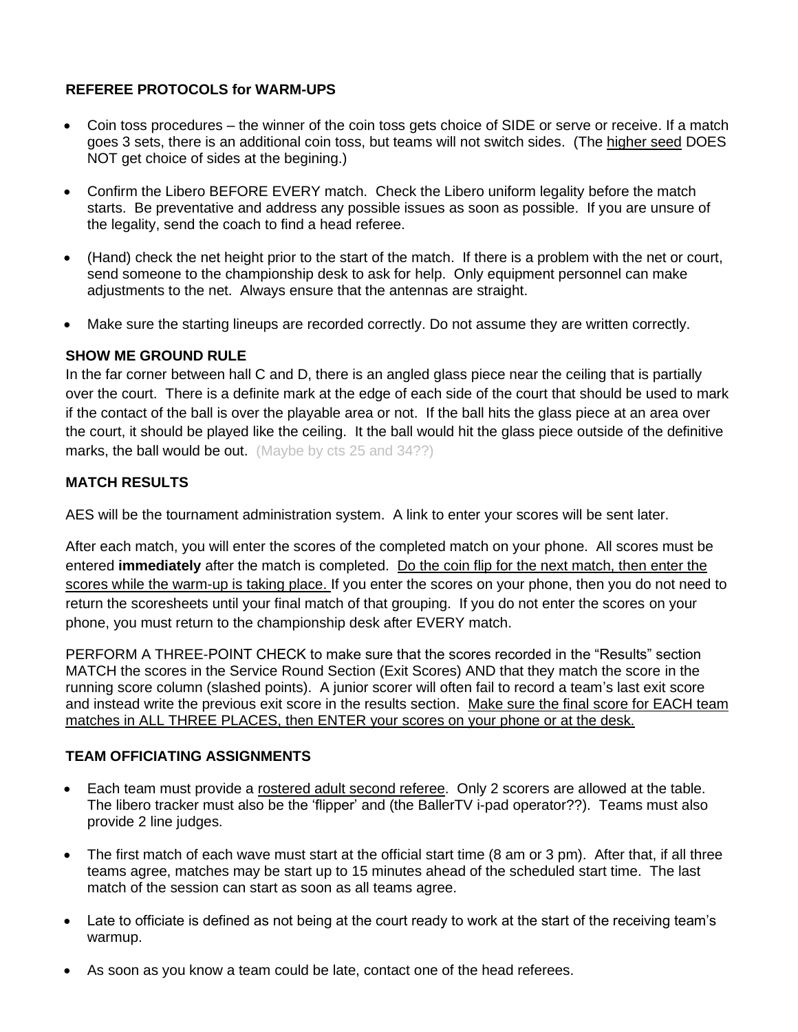**REFEREE PROTOCOLS for WARM-UPS**

- Coin toss procedures – the winner of the coin toss gets choice of SIDE or serve or receive. If a match goes 3 sets, there is an additional coin toss, but teams will not switch sides. (The higher seed DOES NOT get choice of sides at the begining.)
- Confirm the Libero BEFORE EVERY match. Check the Libero uniform legality before the match starts. Be preventative and address any possible issues as soon as possible. If you are unsure of the legality, send the coach to find a head referee.
- (Hand) check the net height prior to the start of the match. If there is a problem with the net or court, send someone to the championship desk to ask for help. Only equipment personnel can make adjustments to the net. Always ensure that the antennas are straight.
- Make sure the starting lineups are recorded correctly. Do not assume they are written correctly.

**SHOW ME GROUND RULE**

In the far corner between hall C and D, there is an angled glass piece near the ceiling that is partially over the court. There is a definite mark at the edge of each side of the court that should be used to mark if the contact of the ball is over the playable area or not. If the ball hits the glass piece at an area over the court, it should be played like the ceiling. It the ball would hit the glass piece outside of the definitive marks, the ball would be out. (Maybe by cts 25 and 34??)

**MATCH RESULTS**

AES will be the tournament administration system. A link to enter your scores will be sent later.

After each match, you will enter the scores of the completed match on your phone. All scores must be entered **immediately** after the match is completed. Do the coin flip for the next match, then enter the scores while the warm-up is taking place. If you enter the scores on your phone, then you do not need to return the scoresheets until your final match of that grouping. If you do not enter the scores on your phone, you must return to the championship desk after EVERY match.

PERFORM A THREE-POINT CHECK to make sure that the scores recorded in the "Results" section MATCH the scores in the Service Round Section (Exit Scores) AND that they match the score in the running score column (slashed points). A junior scorer will often fail to record a team's last exit score and instead write the previous exit score in the results section. Make sure the final score for EACH team matches in ALL THREE PLACES, then ENTER your scores on your phone or at the desk.

**TEAM OFFICIATING ASSIGNMENTS**

- Each team must provide a rostered adult second referee. Only 2 scorers are allowed at the table. The libero tracker must also be the 'flipper' and (the BallerTV i-pad operator??). Teams must also provide 2 line judges.
- The first match of each wave must start at the official start time (8 am or 3 pm). After that, if all three teams agree, matches may be start up to 15 minutes ahead of the scheduled start time. The last match of the session can start as soon as all teams agree.
- Late to officiate is defined as not being at the court ready to work at the start of the receiving team's warmup.
- As soon as you know a team could be late, contact one of the head referees.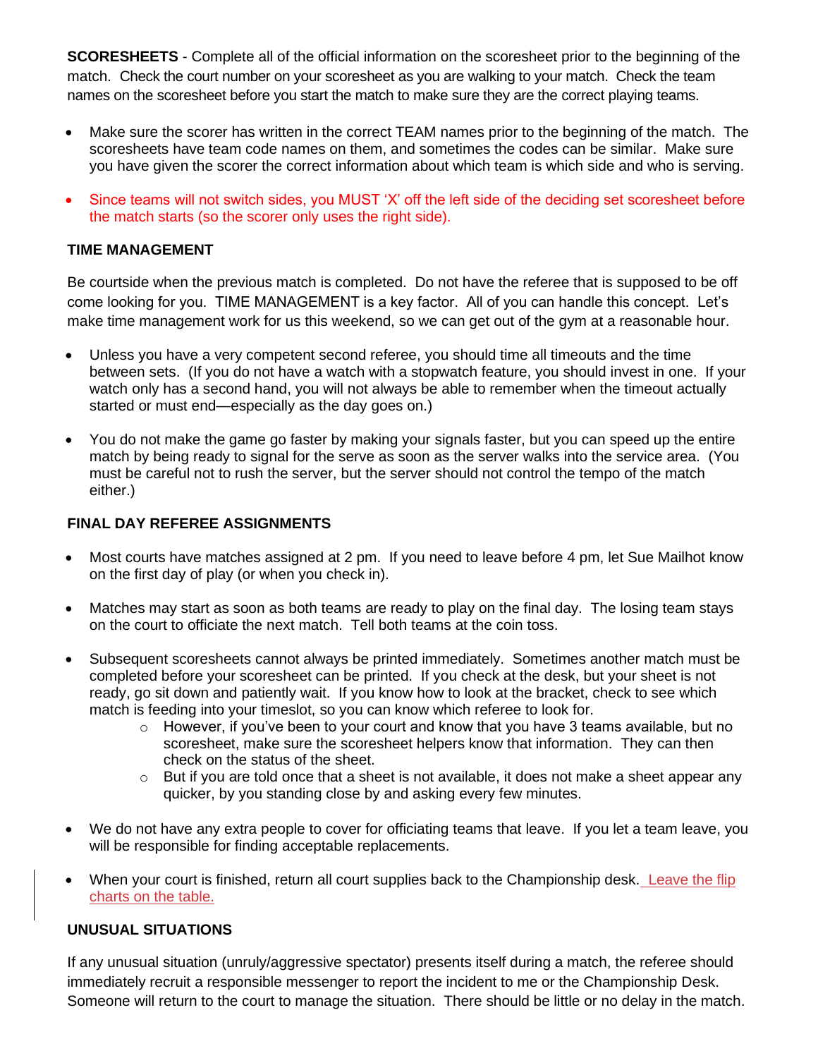**SCORESHEETS** - Complete all of the official information on the scoresheet prior to the beginning of the match. Check the court number on your scoresheet as you are walking to your match. Check the team names on the scoresheet before you start the match to make sure they are the correct playing teams.

- Make sure the scorer has written in the correct TEAM names prior to the beginning of the match. The scoresheets have team code names on them, and sometimes the codes can be similar. Make sure you have given the scorer the correct information about which team is which side and who is serving.
- Since teams will not switch sides, you MUST 'X' off the left side of the deciding set scoresheet before the match starts (so the scorer only uses the right side).

**TIME MANAGEMENT**

Be courtside when the previous match is completed. Do not have the referee that is supposed to be off come looking for you. TIME MANAGEMENT is a key factor. All of you can handle this concept. Let's make time management work for us this weekend, so we can get out of the gym at a reasonable hour.

- Unless you have a very competent second referee, you should time all timeouts and the time between sets. (If you do not have a watch with a stopwatch feature, you should invest in one. If your watch only has a second hand, you will not always be able to remember when the timeout actually started or must end—especially as the day goes on.)
- You do not make the game go faster by making your signals faster, but you can speed up the entire match by being ready to signal for the serve as soon as the server walks into the service area. (You must be careful not to rush the server, but the server should not control the tempo of the match either.)

**FINAL DAY REFEREE ASSIGNMENTS**

- Most courts have matches assigned at 2 pm. If you need to leave before 4 pm, let Sue Mailhot know on the first day of play (or when you check in).
- Matches may start as soon as both teams are ready to play on the final day. The losing team stays on the court to officiate the next match. Tell both teams at the coin toss.
- Subsequent scoresheets cannot always be printed immediately. Sometimes another match must be completed before your scoresheet can be printed. If you check at the desk, but your sheet is not ready, go sit down and patiently wait. If you know how to look at the bracket, check to see which match is feeding into your timeslot, so you can know which referee to look for.
  - However, if you've been to your court and know that you have 3 teams available, but no scoresheet, make sure the scoresheet helpers know that information. They can then check on the status of the sheet.
  - But if you are told once that a sheet is not available, it does not make a sheet appear any quicker, by you standing close by and asking every few minutes.
- We do not have any extra people to cover for officiating teams that leave. If you let a team leave, you will be responsible for finding acceptable replacements.
- When your court is finished, return all court supplies back to the Championship desk. Leave the flip charts on the table.

**UNUSUAL SITUATIONS**

If any unusual situation (unruly/aggressive spectator) presents itself during a match, the referee should immediately recruit a responsible messenger to report the incident to me or the Championship Desk. Someone will return to the court to manage the situation. There should be little or no delay in the match.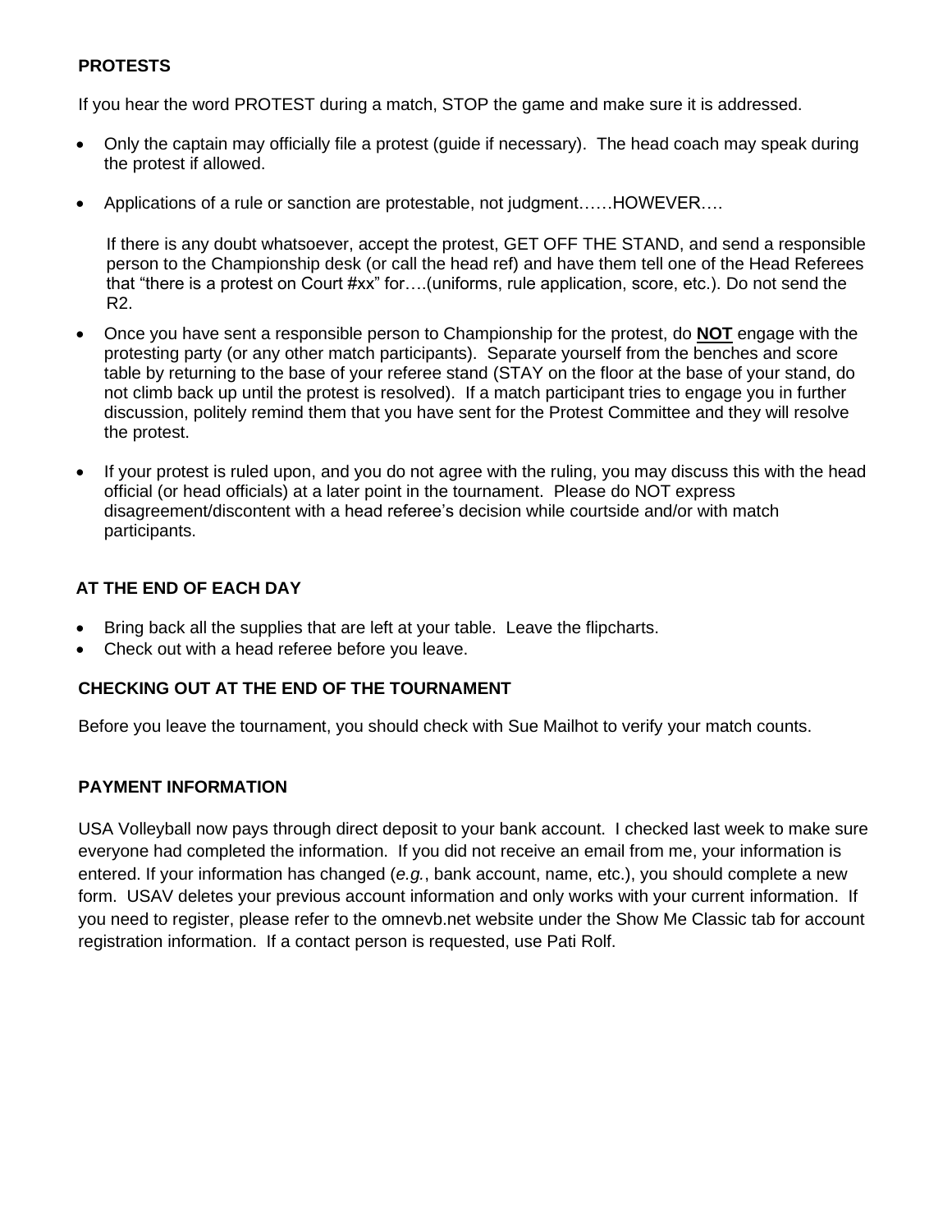**PROTESTS**

If you hear the word PROTEST during a match, STOP the game and make sure it is addressed.

- Only the captain may officially file a protest (guide if necessary). The head coach may speak during the protest if allowed.
- Applications of a rule or sanction are protestable, not judgment……HOWEVER….

  If there is any doubt whatsoever, accept the protest, GET OFF THE STAND, and send a responsible person to the Championship desk (or call the head ref) and have them tell one of the Head Referees that "there is a protest on Court #xx" for….(uniforms, rule application, score, etc.). Do not send the R2.

- Once you have sent a responsible person to Championship for the protest, do **NOT** engage with the protesting party (or any other match participants). Separate yourself from the benches and score table by returning to the base of your referee stand (STAY on the floor at the base of your stand, do not climb back up until the protest is resolved). If a match participant tries to engage you in further discussion, politely remind them that you have sent for the Protest Committee and they will resolve the protest.
- If your protest is ruled upon, and you do not agree with the ruling, you may discuss this with the head official (or head officials) at a later point in the tournament. Please do NOT express disagreement/discontent with a head referee's decision while courtside and/or with match participants.

**AT THE END OF EACH DAY**

- Bring back all the supplies that are left at your table. Leave the flipcharts.
- Check out with a head referee before you leave.

**CHECKING OUT AT THE END OF THE TOURNAMENT**

Before you leave the tournament, you should check with Sue Mailhot to verify your match counts.

**PAYMENT INFORMATION**

USA Volleyball now pays through direct deposit to your bank account. I checked last week to make sure everyone had completed the information. If you did not receive an email from me, your information is entered. If your information has changed (*e.g.*, bank account, name, etc.), you should complete a new form. USAV deletes your previous account information and only works with your current information. If you need to register, please refer to the omnevb.net website under the Show Me Classic tab for account registration information. If a contact person is requested, use Pati Rolf.